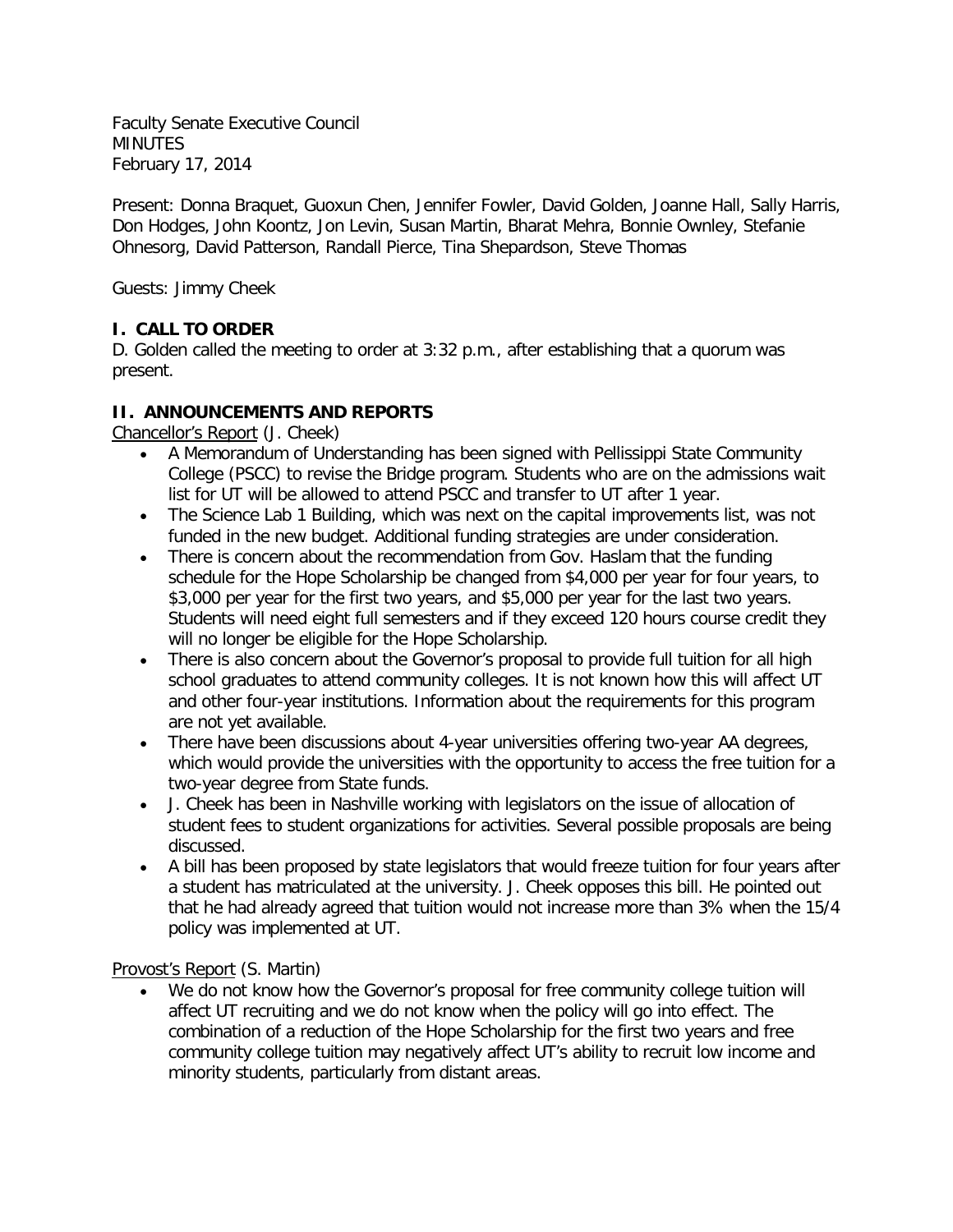Faculty Senate Executive Council
MINUTES
February 17, 2014

Present: Donna Braquet, Guoxun Chen, Jennifer Fowler, David Golden, Joanne Hall, Sally Harris, Don Hodges, John Koontz, Jon Levin, Susan Martin, Bharat Mehra, Bonnie Ownley, Stefanie Ohnesorg, David Patterson, Randall Pierce, Tina Shepardson, Steve Thomas

Guests: Jimmy Cheek

## I. CALL TO ORDER

D. Golden called the meeting to order at 3:32 p.m., after establishing that a quorum was present.

## II. ANNOUNCEMENTS AND REPORTS

Chancellor's Report (J. Cheek)

- A Memorandum of Understanding has been signed with Pellissippi State Community College (PSCC) to revise the Bridge program. Students who are on the admissions wait list for UT will be allowed to attend PSCC and transfer to UT after 1 year.
- The Science Lab 1 Building, which was next on the capital improvements list, was not funded in the new budget. Additional funding strategies are under consideration.
- There is concern about the recommendation from Gov. Haslam that the funding schedule for the Hope Scholarship be changed from $4,000 per year for four years, to $3,000 per year for the first two years, and $5,000 per year for the last two years. Students will need eight full semesters and if they exceed 120 hours course credit they will no longer be eligible for the Hope Scholarship.
- There is also concern about the Governor's proposal to provide full tuition for all high school graduates to attend community colleges. It is not known how this will affect UT and other four-year institutions. Information about the requirements for this program are not yet available.
- There have been discussions about 4-year universities offering two-year AA degrees, which would provide the universities with the opportunity to access the free tuition for a two-year degree from State funds.
- J. Cheek has been in Nashville working with legislators on the issue of allocation of student fees to student organizations for activities. Several possible proposals are being discussed.
- A bill has been proposed by state legislators that would freeze tuition for four years after a student has matriculated at the university. J. Cheek opposes this bill. He pointed out that he had already agreed that tuition would not increase more than 3% when the 15/4 policy was implemented at UT.

Provost's Report (S. Martin)

- We do not know how the Governor's proposal for free community college tuition will affect UT recruiting and we do not know when the policy will go into effect. The combination of a reduction of the Hope Scholarship for the first two years and free community college tuition may negatively affect UT's ability to recruit low income and minority students, particularly from distant areas.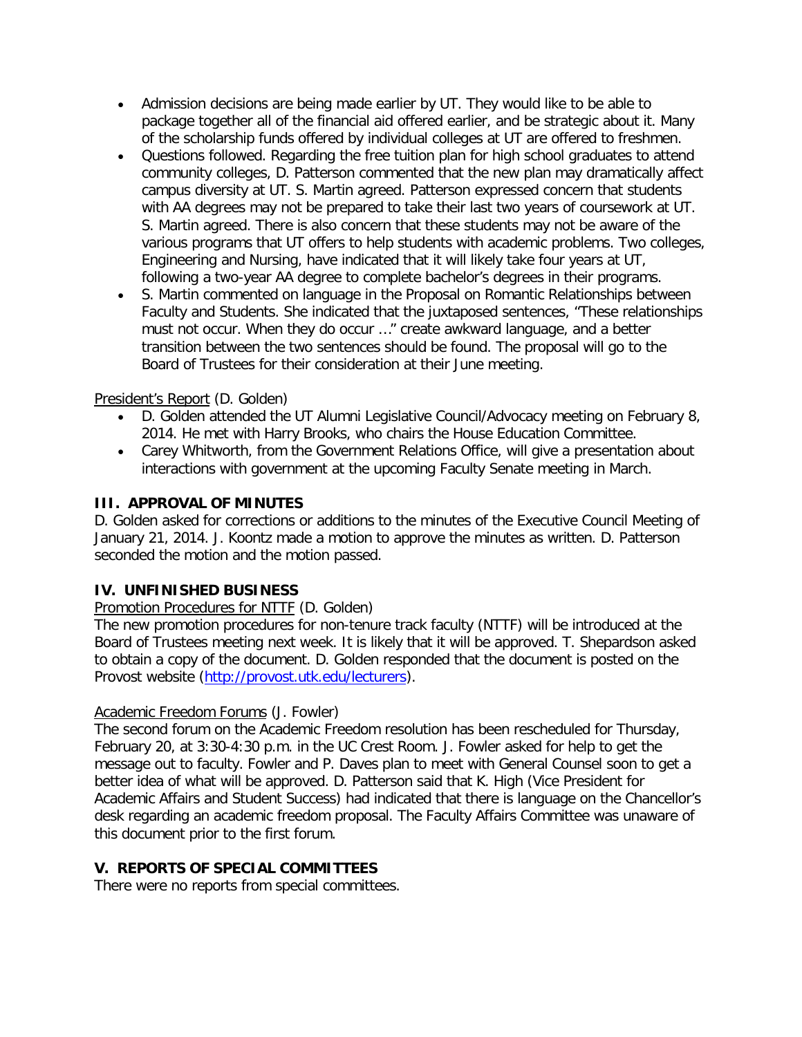- Admission decisions are being made earlier by UT. They would like to be able to package together all of the financial aid offered earlier, and be strategic about it. Many of the scholarship funds offered by individual colleges at UT are offered to freshmen.
- Questions followed. Regarding the free tuition plan for high school graduates to attend community colleges, D. Patterson commented that the new plan may dramatically affect campus diversity at UT. S. Martin agreed. Patterson expressed concern that students with AA degrees may not be prepared to take their last two years of coursework at UT. S. Martin agreed. There is also concern that these students may not be aware of the various programs that UT offers to help students with academic problems. Two colleges, Engineering and Nursing, have indicated that it will likely take four years at UT, following a two-year AA degree to complete bachelor's degrees in their programs.
- S. Martin commented on language in the Proposal on Romantic Relationships between Faculty and Students. She indicated that the juxtaposed sentences, "These relationships must not occur. When they do occur …" create awkward language, and a better transition between the two sentences should be found. The proposal will go to the Board of Trustees for their consideration at their June meeting.

President's Report (D. Golden)

- D. Golden attended the UT Alumni Legislative Council/Advocacy meeting on February 8, 2014. He met with Harry Brooks, who chairs the House Education Committee.
- Carey Whitworth, from the Government Relations Office, will give a presentation about interactions with government at the upcoming Faculty Senate meeting in March.

## III. APPROVAL OF MINUTES

D. Golden asked for corrections or additions to the minutes of the Executive Council Meeting of January 21, 2014. J. Koontz made a motion to approve the minutes as written. D. Patterson seconded the motion and the motion passed.

## IV. UNFINISHED BUSINESS

Promotion Procedures for NTTF (D. Golden)

The new promotion procedures for non-tenure track faculty (NTTF) will be introduced at the Board of Trustees meeting next week. It is likely that it will be approved. T. Shepardson asked to obtain a copy of the document. D. Golden responded that the document is posted on the Provost website (http://provost.utk.edu/lecturers).

Academic Freedom Forums (J. Fowler)

The second forum on the Academic Freedom resolution has been rescheduled for Thursday, February 20, at 3:30-4:30 p.m. in the UC Crest Room. J. Fowler asked for help to get the message out to faculty. Fowler and P. Daves plan to meet with General Counsel soon to get a better idea of what will be approved. D. Patterson said that K. High (Vice President for Academic Affairs and Student Success) had indicated that there is language on the Chancellor's desk regarding an academic freedom proposal. The Faculty Affairs Committee was unaware of this document prior to the first forum.

## V. REPORTS OF SPECIAL COMMITTEES

There were no reports from special committees.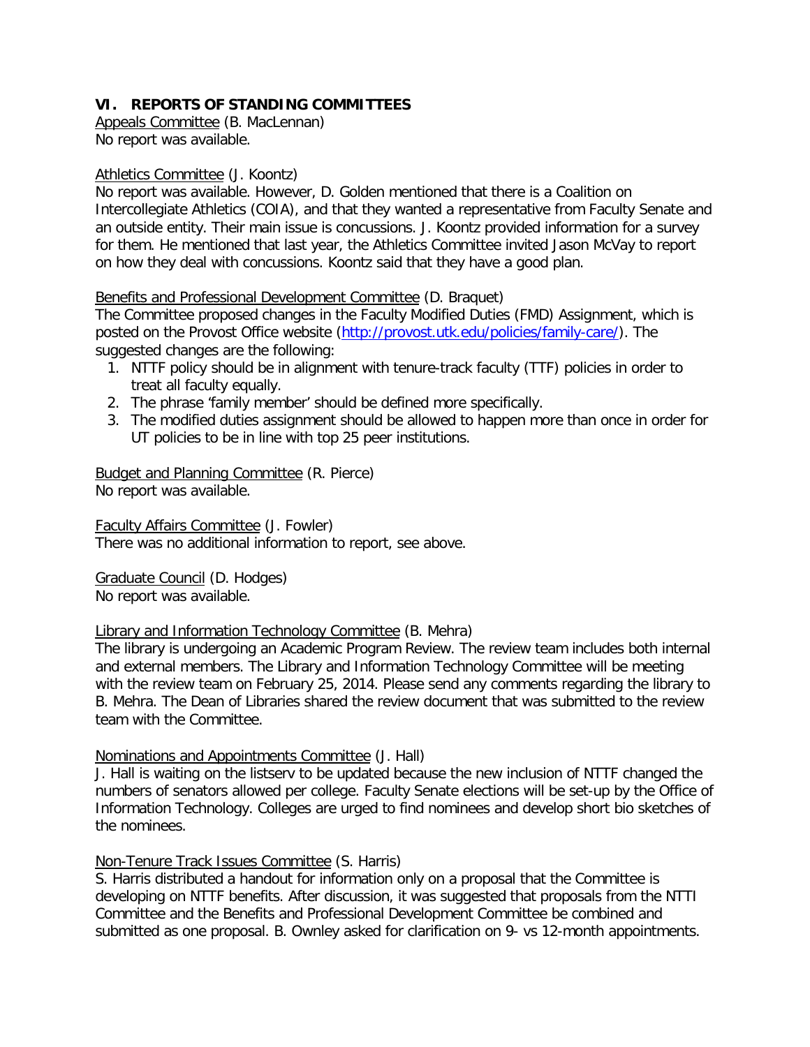## VI. REPORTS OF STANDING COMMITTEES

Appeals Committee (B. MacLennan)
No report was available.

Athletics Committee (J. Koontz)
No report was available. However, D. Golden mentioned that there is a Coalition on Intercollegiate Athletics (COIA), and that they wanted a representative from Faculty Senate and an outside entity. Their main issue is concussions. J. Koontz provided information for a survey for them. He mentioned that last year, the Athletics Committee invited Jason McVay to report on how they deal with concussions. Koontz said that they have a good plan.

Benefits and Professional Development Committee (D. Braquet)
The Committee proposed changes in the Faculty Modified Duties (FMD) Assignment, which is posted on the Provost Office website (http://provost.utk.edu/policies/family-care/). The suggested changes are the following:

1. NTTF policy should be in alignment with tenure-track faculty (TTF) policies in order to treat all faculty equally.
2. The phrase 'family member' should be defined more specifically.
3. The modified duties assignment should be allowed to happen more than once in order for UT policies to be in line with top 25 peer institutions.

Budget and Planning Committee (R. Pierce)
No report was available.

Faculty Affairs Committee (J. Fowler)
There was no additional information to report, see above.

Graduate Council (D. Hodges)
No report was available.

Library and Information Technology Committee (B. Mehra)
The library is undergoing an Academic Program Review. The review team includes both internal and external members. The Library and Information Technology Committee will be meeting with the review team on February 25, 2014. Please send any comments regarding the library to B. Mehra. The Dean of Libraries shared the review document that was submitted to the review team with the Committee.

Nominations and Appointments Committee (J. Hall)
J. Hall is waiting on the listserv to be updated because the new inclusion of NTTF changed the numbers of senators allowed per college. Faculty Senate elections will be set-up by the Office of Information Technology. Colleges are urged to find nominees and develop short bio sketches of the nominees.

Non-Tenure Track Issues Committee (S. Harris)
S. Harris distributed a handout for information only on a proposal that the Committee is developing on NTTF benefits. After discussion, it was suggested that proposals from the NTTI Committee and the Benefits and Professional Development Committee be combined and submitted as one proposal. B. Ownley asked for clarification on 9- vs 12-month appointments.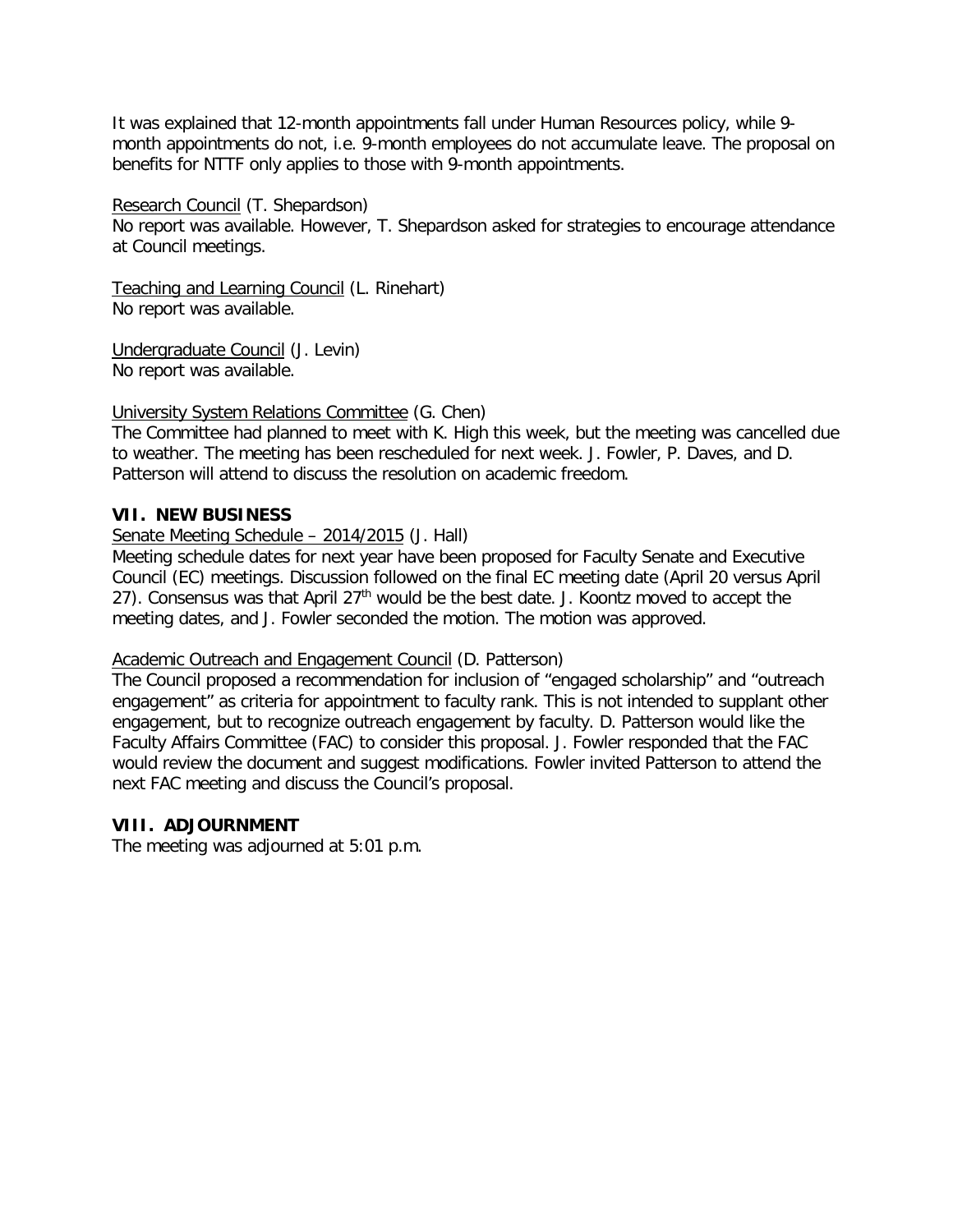It was explained that 12-month appointments fall under Human Resources policy, while 9-month appointments do not, i.e. 9-month employees do not accumulate leave. The proposal on benefits for NTTF only applies to those with 9-month appointments.

Research Council (T. Shepardson)
No report was available. However, T. Shepardson asked for strategies to encourage attendance at Council meetings.

Teaching and Learning Council (L. Rinehart)
No report was available.

Undergraduate Council (J. Levin)
No report was available.

University System Relations Committee (G. Chen)
The Committee had planned to meet with K. High this week, but the meeting was cancelled due to weather. The meeting has been rescheduled for next week. J. Fowler, P. Daves, and D. Patterson will attend to discuss the resolution on academic freedom.

## VII. NEW BUSINESS

Senate Meeting Schedule – 2014/2015 (J. Hall)
Meeting schedule dates for next year have been proposed for Faculty Senate and Executive Council (EC) meetings. Discussion followed on the final EC meeting date (April 20 versus April 27). Consensus was that April 27th would be the best date. J. Koontz moved to accept the meeting dates, and J. Fowler seconded the motion. The motion was approved.

Academic Outreach and Engagement Council (D. Patterson)
The Council proposed a recommendation for inclusion of "engaged scholarship" and "outreach engagement" as criteria for appointment to faculty rank. This is not intended to supplant other engagement, but to recognize outreach engagement by faculty. D. Patterson would like the Faculty Affairs Committee (FAC) to consider this proposal. J. Fowler responded that the FAC would review the document and suggest modifications. Fowler invited Patterson to attend the next FAC meeting and discuss the Council's proposal.

## VIII. ADJOURNMENT

The meeting was adjourned at 5:01 p.m.